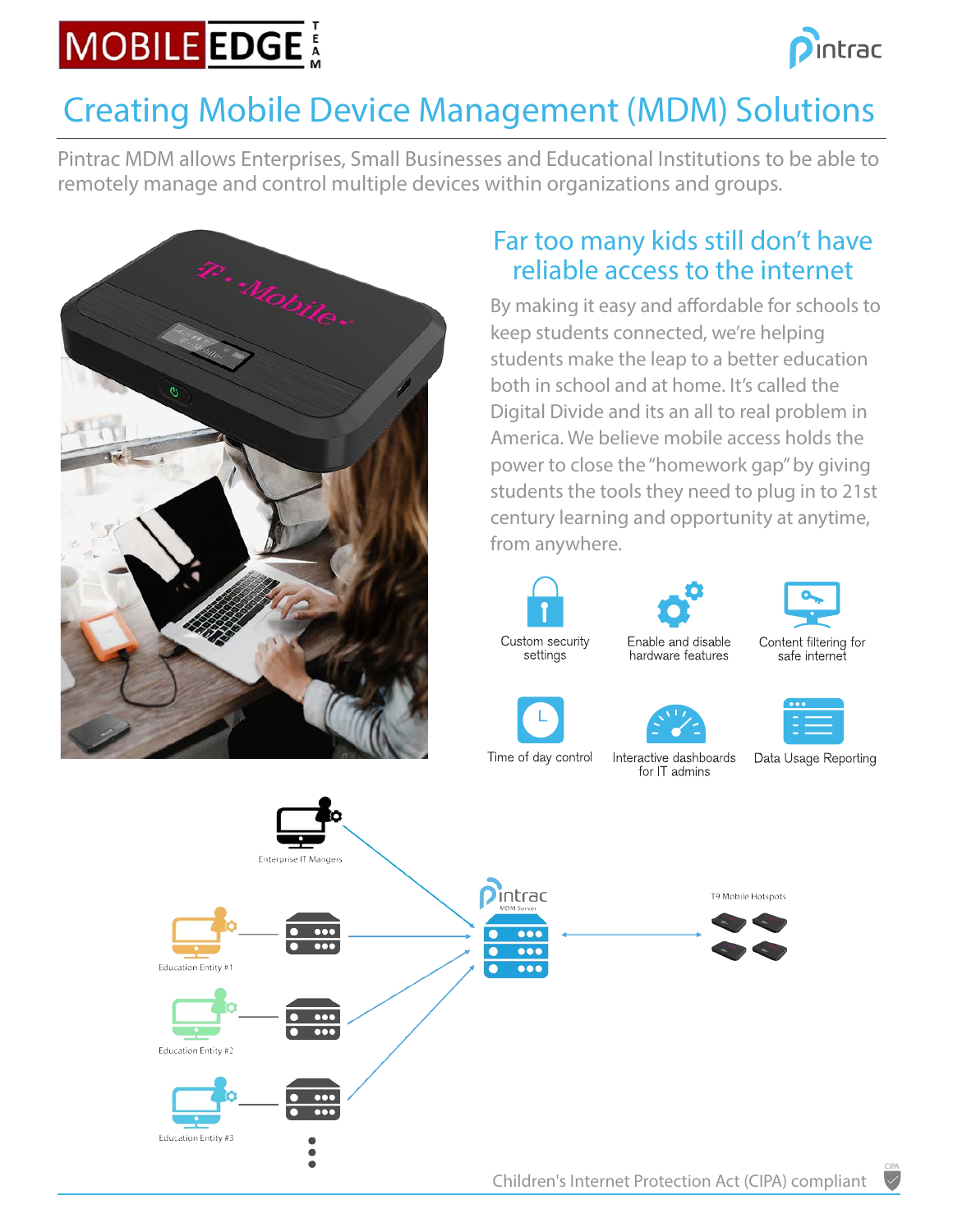# Creating Mobile Device Management (MDM) Solutions

Pintrac MDM allows Enterprises, Small Businesses and Educational Institutions to be able to remotely manage and control multiple devices within organizations and groups.

## Far too many kids still don't have reliable access to the internet

By making it easy and affordable for schools to keep students connected, we're helping students make the leap to a better education both in school and at home. It's called the Digital Divide and its an all to real problem in America. We believe mobile access holds the power to close the "homework gap" by giving students the tools they need to plug in to 21st century learning and opportunity at anytime, from anywhere.

- Custom security settings
- Enable and disable hardware features
- Content filtering for safe internet
- Time of day control
- Interactive dashboards for IT admins
- Data Usage Reporting

Enterprise IT Mangers

Pintrac MDM Server

T9 Mobile Hotspots

Education Entity #1

Education Entity #2

Education Entity #3

Children's Internet Protection Act (CIPA) compliant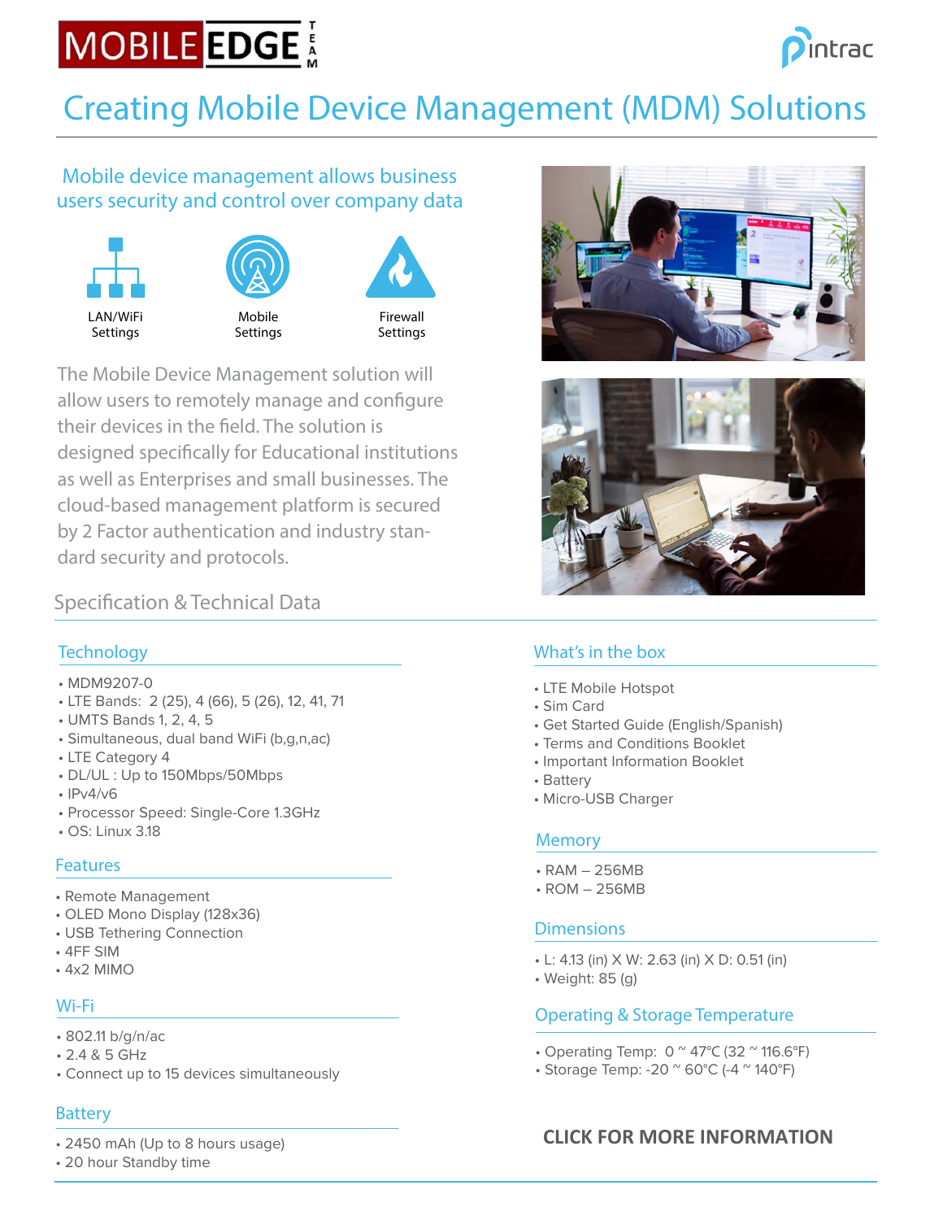MOBILE EDGE TEAM

intrac

# Creating Mobile Device Management (MDM) Solutions

## Mobile device management allows business users security and control over company data

LAN/WiFi Settings

Mobile Settings

Firewall Settings

The Mobile Device Management solution will allow users to remotely manage and configure their devices in the field. The solution is designed specifically for Educational institutions as well as Enterprises and small businesses. The cloud-based management platform is secured by 2 Factor authentication and industry standard security and protocols.

## Specification & Technical Data

### Technology

- MDM9207-0
- LTE Bands: 2 (25), 4 (66), 5 (26), 12, 41, 71
- UMTS Bands 1, 2, 4, 5
- Simultaneous, dual band WiFi (b,g,n,ac)
- LTE Category 4
- DL/UL : Up to 150Mbps/50Mbps
- IPv4/v6
- Processor Speed: Single-Core 1.3GHz
- OS: Linux 3.18

### Features

- Remote Management
- OLED Mono Display (128x36)
- USB Tethering Connection
- 4FF SIM
- 4x2 MIMO

### Wi-Fi

- 802.11 b/g/n/ac
- 2.4 & 5 GHz
- Connect up to 15 devices simultaneously

### Battery

- 2450 mAh (Up to 8 hours usage)
- 20 hour Standby time

### What's in the box

- LTE Mobile Hotspot
- Sim Card
- Get Started Guide (English/Spanish)
- Terms and Conditions Booklet
- Important Information Booklet
- Battery
- Micro-USB Charger

### Memory

- RAM – 256MB
- ROM – 256MB

### Dimensions

- L: 4.13 (in) X W: 2.63 (in) X D: 0.51 (in)
- Weight: 85 (g)

### Operating & Storage Temperature

- Operating Temp: 0 ~ 47°C (32 ~ 116.6°F)
- Storage Temp: -20 ~ 60°C (-4 ~ 140°F)

**CLICK FOR MORE INFORMATION**